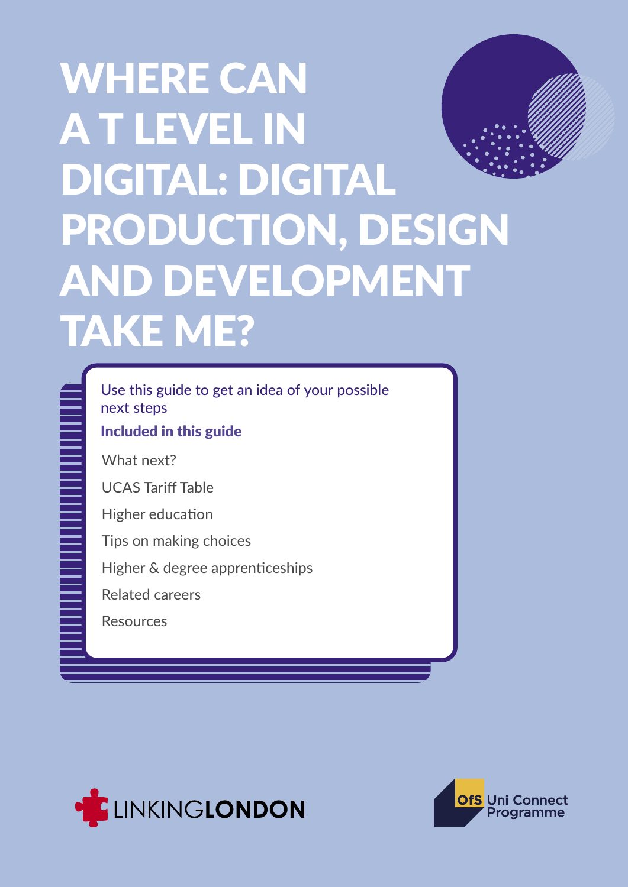# WHERE CAN A T LEVEL IN DIGITAL: DIGITAL PRODUCTION, DESIGN AND DEVELOPMENT TAKE ME?

Use this guide to get an idea of your possible next steps

**Included in this guide**

- What next?
- UCAS Tariff Table
- Higher education
- Tips on making choices
- Higher & degree apprenticeships
- Related careers
- Resources

LINKINGLONDON

OfS Uni Connect Programme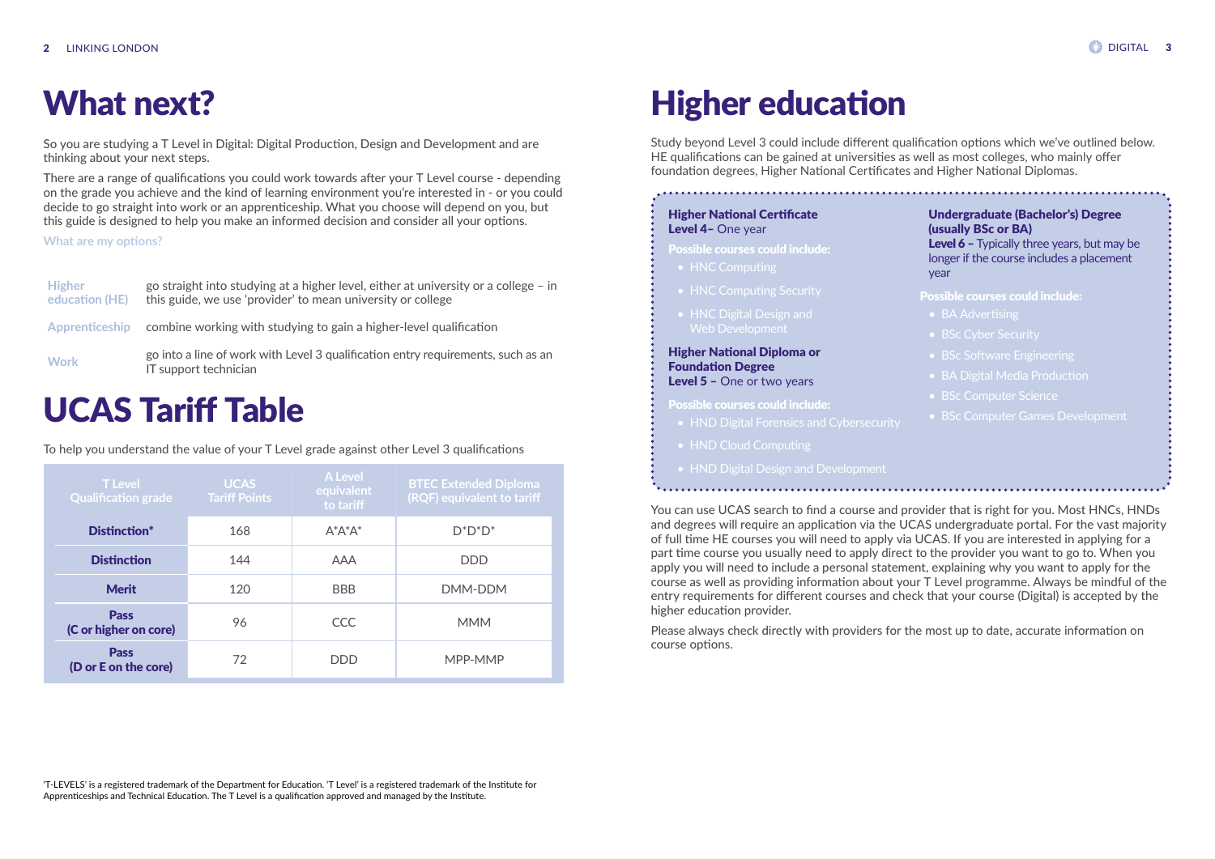# What next?

So you are studying a T Level in Digital: Digital Production, Design and Development and are thinking about your next steps.

There are a range of qualifications you could work towards after your T Level course - depending on the grade you achieve and the kind of learning environment you're interested in - or you could decide to go straight into work or an apprenticeship. What you choose will depend on you, but this guide is designed to help you make an informed decision and consider all your options.

**What are my options?**

| | |
|---|---|
| **Higher education (HE)** | go straight into studying at a higher level, either at university or a college – in this guide, we use 'provider' to mean university or college |
| **Apprenticeship** | combine working with studying to gain a higher-level qualification |
| **Work** | go into a line of work with Level 3 qualification entry requirements, such as an IT support technician |

# UCAS Tariff Table

To help you understand the value of your T Level grade against other Level 3 qualifications

| T Level Qualification grade | UCAS Tariff Points | A Level equivalent to tariff | BTEC Extended Diploma (RQF) equivalent to tariff |
|---|---|---|---|
| **Distinction*** | 168 | A*A*A* | D*D*D* |
| **Distinction** | 144 | AAA | DDD |
| **Merit** | 120 | BBB | DMM-DDM |
| **Pass (C or higher on core)** | 96 | CCC | MMM |
| **Pass (D or E on the core)** | 72 | DDD | MPP-MMP |

'T-LEVELS' is a registered trademark of the Department for Education. 'T Level' is a registered trademark of the Institute for Apprenticeships and Technical Education. The T Level is a qualification approved and managed by the Institute.

# Higher education

Study beyond Level 3 could include different qualification options which we've outlined below. HE qualifications can be gained at universities as well as most colleges, who mainly offer foundation degrees, Higher National Certificates and Higher National Diplomas.

**Higher National Certificate**
**Level 4–** One year

**Possible courses could include:**
- HNC Computing
- HNC Computing Security
- HNC Digital Design and Web Development

**Higher National Diploma or Foundation Degree**
**Level 5 –** One or two years

**Possible courses could include:**
- HND Digital Forensics and Cybersecurity
- HND Cloud Computing
- HND Digital Design and Development

**Undergraduate (Bachelor's) Degree (usually BSc or BA)**
**Level 6 –** Typically three years, but may be longer if the course includes a placement year

**Possible courses could include:**
- BA Advertising
- BSc Cyber Security
- BSc Software Engineering
- BA Digital Media Production
- BSc Computer Science
- BSc Computer Games Development

You can use UCAS search to find a course and provider that is right for you. Most HNCs, HNDs and degrees will require an application via the UCAS undergraduate portal. For the vast majority of full time HE courses you will need to apply via UCAS. If you are interested in applying for a part time course you usually need to apply direct to the provider you want to go to. When you apply you will need to include a personal statement, explaining why you want to apply for the course as well as providing information about your T Level programme. Always be mindful of the entry requirements for different courses and check that your course (Digital) is accepted by the higher education provider.

Please always check directly with providers for the most up to date, accurate information on course options.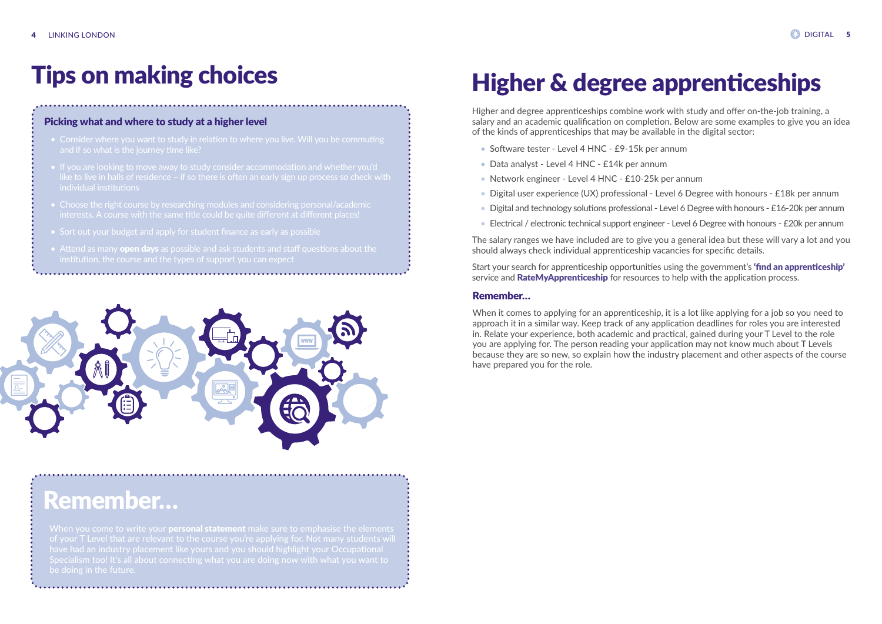# Tips on making choices

### Picking what and where to study at a higher level

- Consider where you want to study in relation to where you live. Will you be commuting and if so what is the journey time like?
- If you are looking to move away to study consider accommodation and whether you'd like to live in halls of residence – if so there is often an early sign up process so check with individual institutions
- Choose the right course by researching modules and considering personal/academic interests. A course with the same title could be quite different at different places!
- Sort out your budget and apply for student finance as early as possible
- Attend as many **open days** as possible and ask students and staff questions about the institution, the course and the types of support you can expect

## Remember...

When you come to write your **personal statement** make sure to emphasise the elements of your T Level that are relevant to the course you're applying for. Not many students will have had an industry placement like yours and you should highlight your Occupational Specialism too! It's all about connecting what you are doing now with what you want to be doing in the future.

# Higher & degree apprenticeships

Higher and degree apprenticeships combine work with study and offer on-the-job training, a salary and an academic qualification on completion. Below are some examples to give you an idea of the kinds of apprenticeships that may be available in the digital sector:

- Software tester - Level 4 HNC - £9-15k per annum
- Data analyst - Level 4 HNC - £14k per annum
- Network engineer - Level 4 HNC - £10-25k per annum
- Digital user experience (UX) professional - Level 6 Degree with honours - £18k per annum
- Digital and technology solutions professional - Level 6 Degree with honours - £16-20k per annum
- Electrical / electronic technical support engineer - Level 6 Degree with honours - £20k per annum

The salary ranges we have included are to give you a general idea but these will vary a lot and you should always check individual apprenticeship vacancies for specific details.

Start your search for apprenticeship opportunities using the government's **'find an apprenticeship'** service and **RateMyApprenticeship** for resources to help with the application process.

### Remember...

When it comes to applying for an apprenticeship, it is a lot like applying for a job so you need to approach it in a similar way. Keep track of any application deadlines for roles you are interested in. Relate your experience, both academic and practical, gained during your T Level to the role you are applying for. The person reading your application may not know much about T Levels because they are so new, so explain how the industry placement and other aspects of the course have prepared you for the role.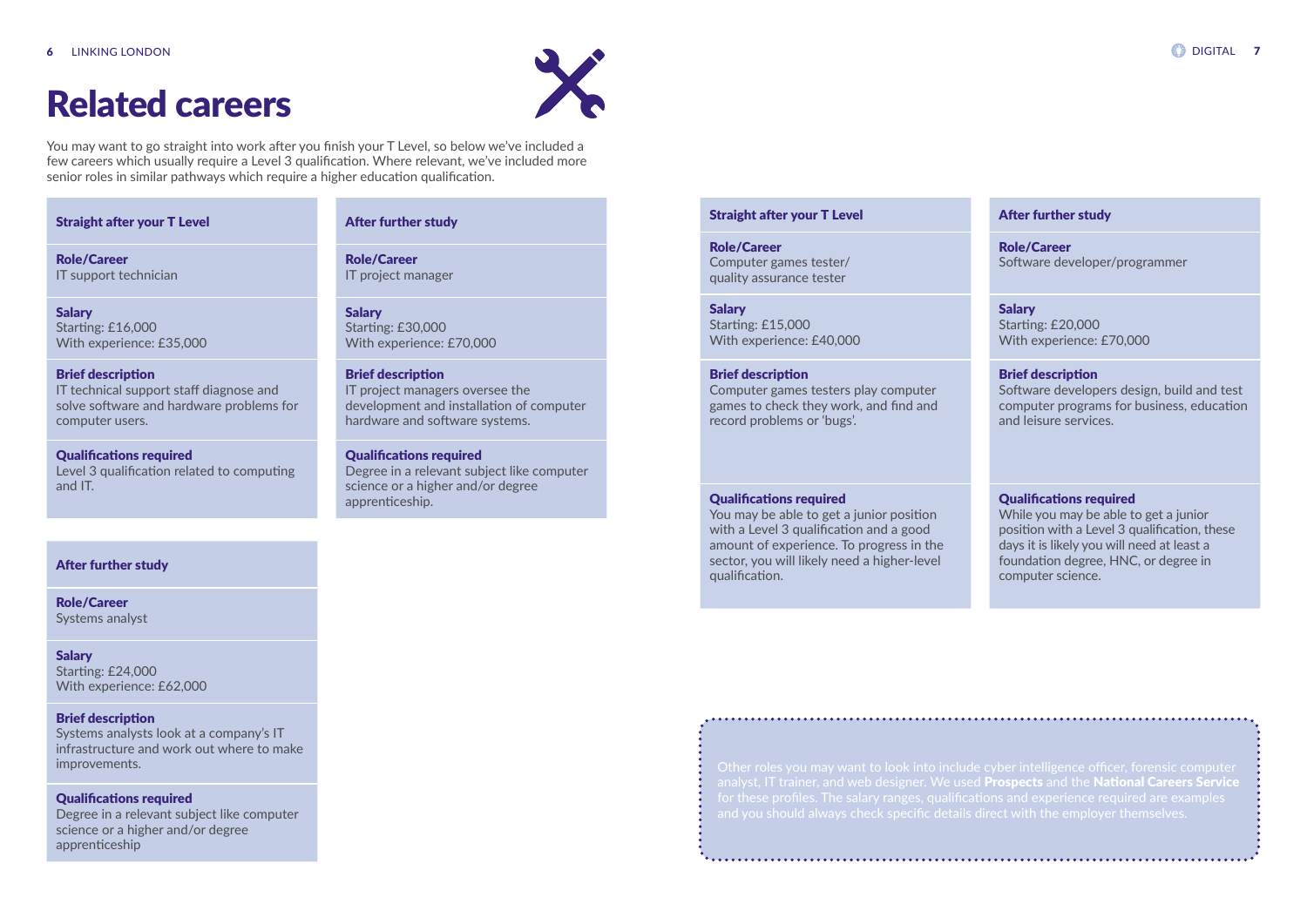# Related careers

You may want to go straight into work after you finish your T Level, so below we've included a few careers which usually require a Level 3 qualification. Where relevant, we've included more senior roles in similar pathways which require a higher education qualification.

| Straight after your T Level | After further study |
|---|---|
| **Role/Career**<br>IT support technician | **Role/Career**<br>IT project manager |
| **Salary**<br>Starting: £16,000<br>With experience: £35,000 | **Salary**<br>Starting: £30,000<br>With experience: £70,000 |
| **Brief description**<br>IT technical support staff diagnose and solve software and hardware problems for computer users. | **Brief description**<br>IT project managers oversee the development and installation of computer hardware and software systems. |
| **Qualifications required**<br>Level 3 qualification related to computing and IT. | **Qualifications required**<br>Degree in a relevant subject like computer science or a higher and/or degree apprenticeship. |

| After further study |
|---|
| **Role/Career**<br>Systems analyst |
| **Salary**<br>Starting: £24,000<br>With experience: £62,000 |
| **Brief description**<br>Systems analysts look at a company's IT infrastructure and work out where to make improvements. |
| **Qualifications required**<br>Degree in a relevant subject like computer science or a higher and/or degree apprenticeship |

| Straight after your T Level | After further study |
|---|---|
| **Role/Career**<br>Computer games tester/ quality assurance tester | **Role/Career**<br>Software developer/programmer |
| **Salary**<br>Starting: £15,000<br>With experience: £40,000 | **Salary**<br>Starting: £20,000<br>With experience: £70,000 |
| **Brief description**<br>Computer games testers play computer games to check they work, and find and record problems or 'bugs'. | **Brief description**<br>Software developers design, build and test computer programs for business, education and leisure services. |
| **Qualifications required**<br>You may be able to get a junior position with a Level 3 qualification and a good amount of experience. To progress in the sector, you will likely need a higher-level qualification. | **Qualifications required**<br>While you may be able to get a junior position with a Level 3 qualification, these days it is likely you will need at least a foundation degree, HNC, or degree in computer science. |

Other roles you may want to look into include cyber intelligence officer, forensic computer analyst, IT trainer, and web designer. We used **Prospects** and the **National Careers Service** for these profiles. The salary ranges, qualifications and experience required are examples and you should always check specific details direct with the employer themselves.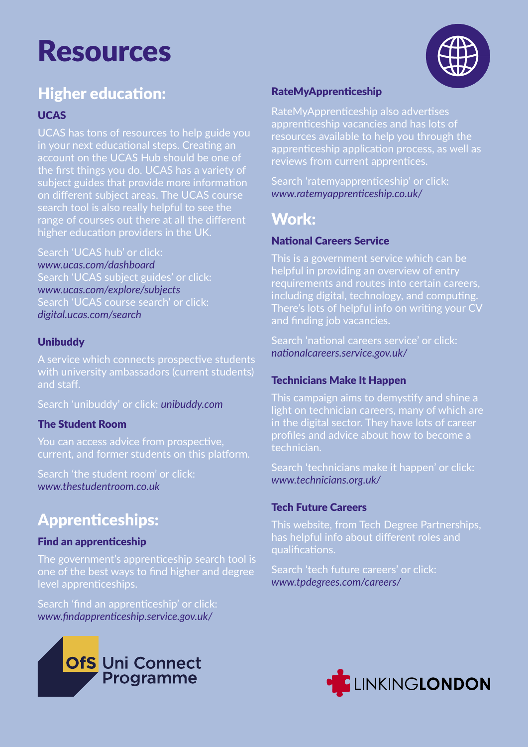# Resources

## Higher education:

### UCAS

UCAS has tons of resources to help guide you in your next educational steps. Creating an account on the UCAS Hub should be one of the first things you do. UCAS has a variety of subject guides that provide more information on different subject areas. The UCAS course search tool is also really helpful to see the range of courses out there at all the different higher education providers in the UK.

Search 'UCAS hub' or click:
*www.ucas.com/dashboard*
Search 'UCAS subject guides' or click:
*www.ucas.com/explore/subjects*
Search 'UCAS course search' or click:
*digital.ucas.com/search*

### Unibuddy

A service which connects prospective students with university ambassadors (current students) and staff.

Search 'unibuddy' or click: *unibuddy.com*

### The Student Room

You can access advice from prospective, current, and former students on this platform.

Search 'the student room' or click:
*www.thestudentroom.co.uk*

## Apprenticeships:

### Find an apprenticeship

The government's apprenticeship search tool is one of the best ways to find higher and degree level apprenticeships.

Search 'find an apprenticeship' or click:
*www.findapprenticeship.service.gov.uk/*

### RateMyApprenticeship

RateMyApprenticeship also advertises apprenticeship vacancies and has lots of resources available to help you through the apprenticeship application process, as well as reviews from current apprentices.

Search 'ratemyapprenticeship' or click:
*www.ratemyapprenticeship.co.uk/*

## Work:

### National Careers Service

This is a government service which can be helpful in providing an overview of entry requirements and routes into certain careers, including digital, technology, and computing. There's lots of helpful info on writing your CV and finding job vacancies.

Search 'national careers service' or click:
*nationalcareers.service.gov.uk/*

### Technicians Make It Happen

This campaign aims to demystify and shine a light on technician careers, many of which are in the digital sector. They have lots of career profiles and advice about how to become a technician.

Search 'technicians make it happen' or click:
*www.technicians.org.uk/*

### Tech Future Careers

This website, from Tech Degree Partnerships, has helpful info about different roles and qualifications.

Search 'tech future careers' or click:
*www.tpdegrees.com/careers/*

OfS Uni Connect Programme

LINKINGLONDON